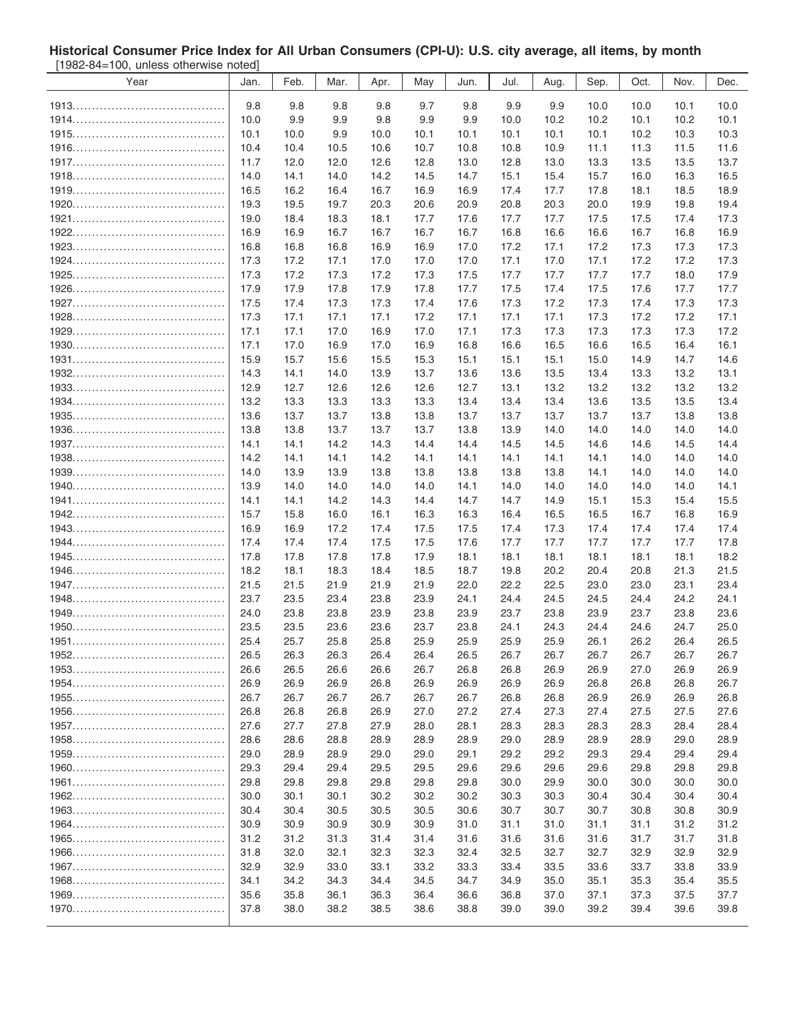**Historical Consumer Price Index for All Urban Consumers (CPI-U): U.S. city average, all items, by month**

[1982-84=100, unless otherwise noted]

| Year | Jan. | Feb. | Mar. | Apr. | May | Jun. | Jul. | Aug. | Sep. | Oct. | Nov. | Dec. |
|---|---|---|---|---|---|---|---|---|---|---|---|---|
| 1913 | 9.8 | 9.8 | 9.8 | 9.8 | 9.7 | 9.8 | 9.9 | 9.9 | 10.0 | 10.0 | 10.1 | 10.0 |
| 1914 | 10.0 | 9.9 | 9.9 | 9.8 | 9.9 | 9.9 | 10.0 | 10.2 | 10.2 | 10.1 | 10.2 | 10.1 |
| 1915 | 10.1 | 10.0 | 9.9 | 10.0 | 10.1 | 10.1 | 10.1 | 10.1 | 10.1 | 10.2 | 10.3 | 10.3 |
| 1916 | 10.4 | 10.4 | 10.5 | 10.6 | 10.7 | 10.8 | 10.8 | 10.9 | 11.1 | 11.3 | 11.5 | 11.6 |
| 1917 | 11.7 | 12.0 | 12.0 | 12.6 | 12.8 | 13.0 | 12.8 | 13.0 | 13.3 | 13.5 | 13.5 | 13.7 |
| 1918 | 14.0 | 14.1 | 14.0 | 14.2 | 14.5 | 14.7 | 15.1 | 15.4 | 15.7 | 16.0 | 16.3 | 16.5 |
| 1919 | 16.5 | 16.2 | 16.4 | 16.7 | 16.9 | 16.9 | 17.4 | 17.7 | 17.8 | 18.1 | 18.5 | 18.9 |
| 1920 | 19.3 | 19.5 | 19.7 | 20.3 | 20.6 | 20.9 | 20.8 | 20.3 | 20.0 | 19.9 | 19.8 | 19.4 |
| 1921 | 19.0 | 18.4 | 18.3 | 18.1 | 17.7 | 17.6 | 17.7 | 17.7 | 17.5 | 17.5 | 17.4 | 17.3 |
| 1922 | 16.9 | 16.9 | 16.7 | 16.7 | 16.7 | 16.7 | 16.8 | 16.6 | 16.6 | 16.7 | 16.8 | 16.9 |
| 1923 | 16.8 | 16.8 | 16.8 | 16.9 | 16.9 | 17.0 | 17.2 | 17.1 | 17.2 | 17.3 | 17.3 | 17.3 |
| 1924 | 17.3 | 17.2 | 17.1 | 17.0 | 17.0 | 17.0 | 17.1 | 17.0 | 17.1 | 17.2 | 17.2 | 17.3 |
| 1925 | 17.3 | 17.2 | 17.3 | 17.2 | 17.3 | 17.5 | 17.7 | 17.7 | 17.7 | 17.7 | 18.0 | 17.9 |
| 1926 | 17.9 | 17.9 | 17.8 | 17.9 | 17.8 | 17.7 | 17.5 | 17.4 | 17.5 | 17.6 | 17.7 | 17.7 |
| 1927 | 17.5 | 17.4 | 17.3 | 17.3 | 17.4 | 17.6 | 17.3 | 17.2 | 17.3 | 17.4 | 17.3 | 17.3 |
| 1928 | 17.3 | 17.1 | 17.1 | 17.1 | 17.2 | 17.1 | 17.1 | 17.1 | 17.3 | 17.2 | 17.2 | 17.1 |
| 1929 | 17.1 | 17.1 | 17.0 | 16.9 | 17.0 | 17.1 | 17.3 | 17.3 | 17.3 | 17.3 | 17.3 | 17.2 |
| 1930 | 17.1 | 17.0 | 16.9 | 17.0 | 16.9 | 16.8 | 16.6 | 16.5 | 16.6 | 16.5 | 16.4 | 16.1 |
| 1931 | 15.9 | 15.7 | 15.6 | 15.5 | 15.3 | 15.1 | 15.1 | 15.1 | 15.0 | 14.9 | 14.7 | 14.6 |
| 1932 | 14.3 | 14.1 | 14.0 | 13.9 | 13.7 | 13.6 | 13.6 | 13.5 | 13.4 | 13.3 | 13.2 | 13.1 |
| 1933 | 12.9 | 12.7 | 12.6 | 12.6 | 12.6 | 12.7 | 13.1 | 13.2 | 13.2 | 13.2 | 13.2 | 13.2 |
| 1934 | 13.2 | 13.3 | 13.3 | 13.3 | 13.3 | 13.4 | 13.4 | 13.4 | 13.6 | 13.5 | 13.5 | 13.4 |
| 1935 | 13.6 | 13.7 | 13.7 | 13.8 | 13.8 | 13.7 | 13.7 | 13.7 | 13.7 | 13.7 | 13.8 | 13.8 |
| 1936 | 13.8 | 13.8 | 13.7 | 13.7 | 13.7 | 13.8 | 13.9 | 14.0 | 14.0 | 14.0 | 14.0 | 14.0 |
| 1937 | 14.1 | 14.1 | 14.2 | 14.3 | 14.4 | 14.4 | 14.5 | 14.5 | 14.6 | 14.6 | 14.5 | 14.4 |
| 1938 | 14.2 | 14.1 | 14.1 | 14.2 | 14.1 | 14.1 | 14.1 | 14.1 | 14.1 | 14.0 | 14.0 | 14.0 |
| 1939 | 14.0 | 13.9 | 13.9 | 13.8 | 13.8 | 13.8 | 13.8 | 13.8 | 14.1 | 14.0 | 14.0 | 14.0 |
| 1940 | 13.9 | 14.0 | 14.0 | 14.0 | 14.0 | 14.1 | 14.0 | 14.0 | 14.0 | 14.0 | 14.0 | 14.1 |
| 1941 | 14.1 | 14.1 | 14.2 | 14.3 | 14.4 | 14.7 | 14.7 | 14.9 | 15.1 | 15.3 | 15.4 | 15.5 |
| 1942 | 15.7 | 15.8 | 16.0 | 16.1 | 16.3 | 16.3 | 16.4 | 16.5 | 16.5 | 16.7 | 16.8 | 16.9 |
| 1943 | 16.9 | 16.9 | 17.2 | 17.4 | 17.5 | 17.5 | 17.4 | 17.3 | 17.4 | 17.4 | 17.4 | 17.4 |
| 1944 | 17.4 | 17.4 | 17.4 | 17.5 | 17.5 | 17.6 | 17.7 | 17.7 | 17.7 | 17.7 | 17.7 | 17.8 |
| 1945 | 17.8 | 17.8 | 17.8 | 17.8 | 17.9 | 18.1 | 18.1 | 18.1 | 18.1 | 18.1 | 18.1 | 18.2 |
| 1946 | 18.2 | 18.1 | 18.3 | 18.4 | 18.5 | 18.7 | 19.8 | 20.2 | 20.4 | 20.8 | 21.3 | 21.5 |
| 1947 | 21.5 | 21.5 | 21.9 | 21.9 | 21.9 | 22.0 | 22.2 | 22.5 | 23.0 | 23.0 | 23.1 | 23.4 |
| 1948 | 23.7 | 23.5 | 23.4 | 23.8 | 23.9 | 24.1 | 24.4 | 24.5 | 24.5 | 24.4 | 24.2 | 24.1 |
| 1949 | 24.0 | 23.8 | 23.8 | 23.9 | 23.8 | 23.9 | 23.7 | 23.8 | 23.9 | 23.7 | 23.8 | 23.6 |
| 1950 | 23.5 | 23.5 | 23.6 | 23.6 | 23.7 | 23.8 | 24.1 | 24.3 | 24.4 | 24.6 | 24.7 | 25.0 |
| 1951 | 25.4 | 25.7 | 25.8 | 25.8 | 25.9 | 25.9 | 25.9 | 25.9 | 26.1 | 26.2 | 26.4 | 26.5 |
| 1952 | 26.5 | 26.3 | 26.3 | 26.4 | 26.4 | 26.5 | 26.7 | 26.7 | 26.7 | 26.7 | 26.7 | 26.7 |
| 1953 | 26.6 | 26.5 | 26.6 | 26.6 | 26.7 | 26.8 | 26.8 | 26.9 | 26.9 | 27.0 | 26.9 | 26.9 |
| 1954 | 26.9 | 26.9 | 26.9 | 26.8 | 26.9 | 26.9 | 26.9 | 26.9 | 26.8 | 26.8 | 26.8 | 26.7 |
| 1955 | 26.7 | 26.7 | 26.7 | 26.7 | 26.7 | 26.7 | 26.8 | 26.8 | 26.9 | 26.9 | 26.9 | 26.8 |
| 1956 | 26.8 | 26.8 | 26.8 | 26.9 | 27.0 | 27.2 | 27.4 | 27.3 | 27.4 | 27.5 | 27.5 | 27.6 |
| 1957 | 27.6 | 27.7 | 27.8 | 27.9 | 28.0 | 28.1 | 28.3 | 28.3 | 28.3 | 28.3 | 28.4 | 28.4 |
| 1958 | 28.6 | 28.6 | 28.8 | 28.9 | 28.9 | 28.9 | 29.0 | 28.9 | 28.9 | 28.9 | 29.0 | 28.9 |
| 1959 | 29.0 | 28.9 | 28.9 | 29.0 | 29.0 | 29.1 | 29.2 | 29.2 | 29.3 | 29.4 | 29.4 | 29.4 |
| 1960 | 29.3 | 29.4 | 29.4 | 29.5 | 29.5 | 29.6 | 29.6 | 29.6 | 29.6 | 29.8 | 29.8 | 29.8 |
| 1961 | 29.8 | 29.8 | 29.8 | 29.8 | 29.8 | 29.8 | 30.0 | 29.9 | 30.0 | 30.0 | 30.0 | 30.0 |
| 1962 | 30.0 | 30.1 | 30.1 | 30.2 | 30.2 | 30.2 | 30.3 | 30.3 | 30.4 | 30.4 | 30.4 | 30.4 |
| 1963 | 30.4 | 30.4 | 30.5 | 30.5 | 30.5 | 30.6 | 30.7 | 30.7 | 30.7 | 30.8 | 30.8 | 30.9 |
| 1964 | 30.9 | 30.9 | 30.9 | 30.9 | 30.9 | 31.0 | 31.1 | 31.0 | 31.1 | 31.1 | 31.2 | 31.2 |
| 1965 | 31.2 | 31.2 | 31.3 | 31.4 | 31.4 | 31.6 | 31.6 | 31.6 | 31.6 | 31.7 | 31.7 | 31.8 |
| 1966 | 31.8 | 32.0 | 32.1 | 32.3 | 32.3 | 32.4 | 32.5 | 32.7 | 32.7 | 32.9 | 32.9 | 32.9 |
| 1967 | 32.9 | 32.9 | 33.0 | 33.1 | 33.2 | 33.3 | 33.4 | 33.5 | 33.6 | 33.7 | 33.8 | 33.9 |
| 1968 | 34.1 | 34.2 | 34.3 | 34.4 | 34.5 | 34.7 | 34.9 | 35.0 | 35.1 | 35.3 | 35.4 | 35.5 |
| 1969 | 35.6 | 35.8 | 36.1 | 36.3 | 36.4 | 36.6 | 36.8 | 37.0 | 37.1 | 37.3 | 37.5 | 37.7 |
| 1970 | 37.8 | 38.0 | 38.2 | 38.5 | 38.6 | 38.8 | 39.0 | 39.0 | 39.2 | 39.4 | 39.6 | 39.8 |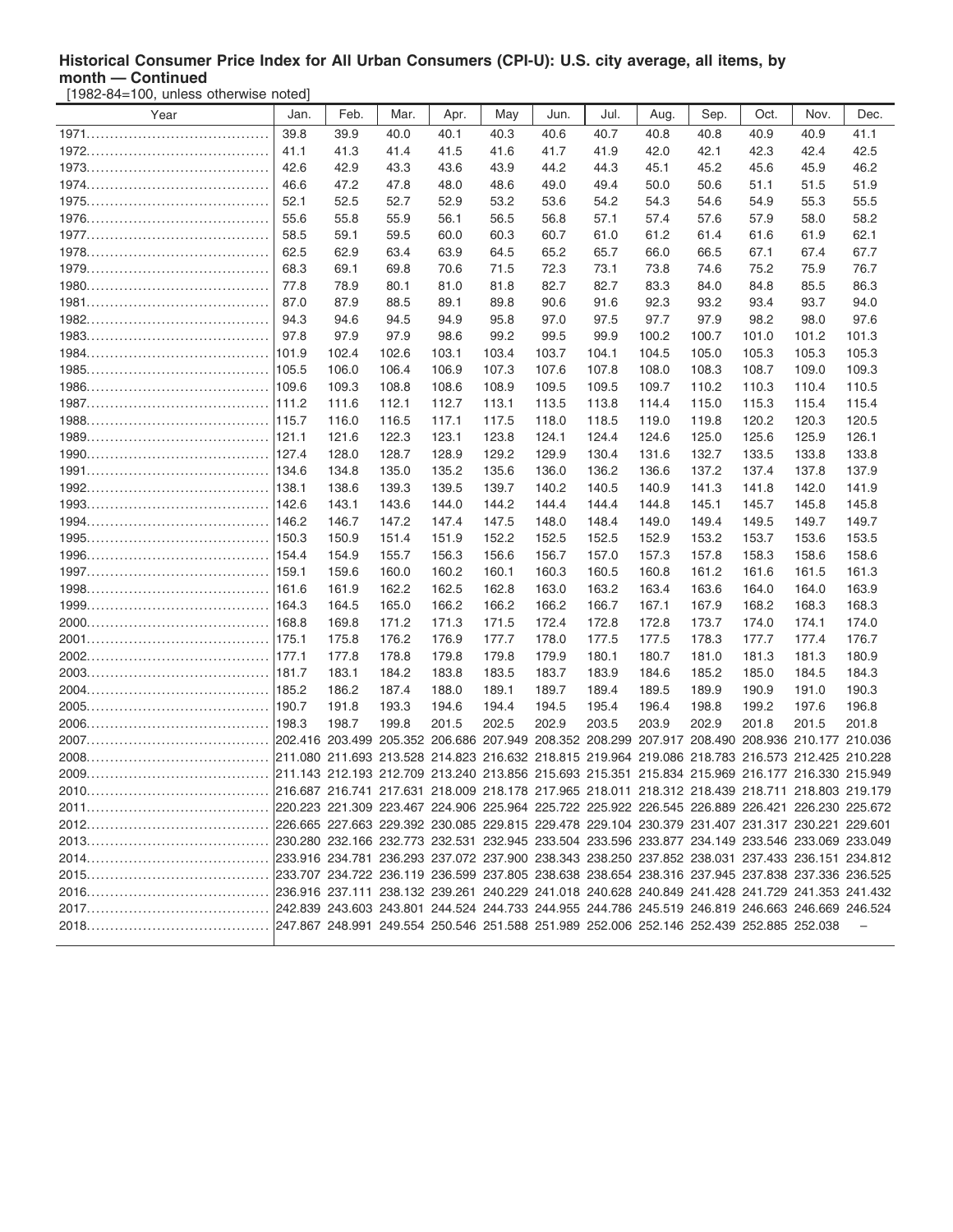**Historical Consumer Price Index for All Urban Consumers (CPI-U): U.S. city average, all items, by month — Continued**

[1982-84=100, unless otherwise noted]

| Year | Jan. | Feb. | Mar. | Apr. | May | Jun. | Jul. | Aug. | Sep. | Oct. | Nov. | Dec. |
|---|---|---|---|---|---|---|---|---|---|---|---|---|
| 1971 | 39.8 | 39.9 | 40.0 | 40.1 | 40.3 | 40.6 | 40.7 | 40.8 | 40.8 | 40.9 | 40.9 | 41.1 |
| 1972 | 41.1 | 41.3 | 41.4 | 41.5 | 41.6 | 41.7 | 41.9 | 42.0 | 42.1 | 42.3 | 42.4 | 42.5 |
| 1973 | 42.6 | 42.9 | 43.3 | 43.6 | 43.9 | 44.2 | 44.3 | 45.1 | 45.2 | 45.6 | 45.9 | 46.2 |
| 1974 | 46.6 | 47.2 | 47.8 | 48.0 | 48.6 | 49.0 | 49.4 | 50.0 | 50.6 | 51.1 | 51.5 | 51.9 |
| 1975 | 52.1 | 52.5 | 52.7 | 52.9 | 53.2 | 53.6 | 54.2 | 54.3 | 54.6 | 54.9 | 55.3 | 55.5 |
| 1976 | 55.6 | 55.8 | 55.9 | 56.1 | 56.5 | 56.8 | 57.1 | 57.4 | 57.6 | 57.9 | 58.0 | 58.2 |
| 1977 | 58.5 | 59.1 | 59.5 | 60.0 | 60.3 | 60.7 | 61.0 | 61.2 | 61.4 | 61.6 | 61.9 | 62.1 |
| 1978 | 62.5 | 62.9 | 63.4 | 63.9 | 64.5 | 65.2 | 65.7 | 66.0 | 66.5 | 67.1 | 67.4 | 67.7 |
| 1979 | 68.3 | 69.1 | 69.8 | 70.6 | 71.5 | 72.3 | 73.1 | 73.8 | 74.6 | 75.2 | 75.9 | 76.7 |
| 1980 | 77.8 | 78.9 | 80.1 | 81.0 | 81.8 | 82.7 | 82.7 | 83.3 | 84.0 | 84.8 | 85.5 | 86.3 |
| 1981 | 87.0 | 87.9 | 88.5 | 89.1 | 89.8 | 90.6 | 91.6 | 92.3 | 93.2 | 93.4 | 93.7 | 94.0 |
| 1982 | 94.3 | 94.6 | 94.5 | 94.9 | 95.8 | 97.0 | 97.5 | 97.7 | 97.9 | 98.2 | 98.0 | 97.6 |
| 1983 | 97.8 | 97.9 | 97.9 | 98.6 | 99.2 | 99.5 | 99.9 | 100.2 | 100.7 | 101.0 | 101.2 | 101.3 |
| 1984 | 101.9 | 102.4 | 102.6 | 103.1 | 103.4 | 103.7 | 104.1 | 104.5 | 105.0 | 105.3 | 105.3 | 105.3 |
| 1985 | 105.5 | 106.0 | 106.4 | 106.9 | 107.3 | 107.6 | 107.8 | 108.0 | 108.3 | 108.7 | 109.0 | 109.3 |
| 1986 | 109.6 | 109.3 | 108.8 | 108.6 | 108.9 | 109.5 | 109.5 | 109.7 | 110.2 | 110.3 | 110.4 | 110.5 |
| 1987 | 111.2 | 111.6 | 112.1 | 112.7 | 113.1 | 113.5 | 113.8 | 114.4 | 115.0 | 115.3 | 115.4 | 115.4 |
| 1988 | 115.7 | 116.0 | 116.5 | 117.1 | 117.5 | 118.0 | 118.5 | 119.0 | 119.8 | 120.2 | 120.3 | 120.5 |
| 1989 | 121.1 | 121.6 | 122.3 | 123.1 | 123.8 | 124.1 | 124.4 | 124.6 | 125.0 | 125.6 | 125.9 | 126.1 |
| 1990 | 127.4 | 128.0 | 128.7 | 128.9 | 129.2 | 129.9 | 130.4 | 131.6 | 132.7 | 133.5 | 133.8 | 133.8 |
| 1991 | 134.6 | 134.8 | 135.0 | 135.2 | 135.6 | 136.0 | 136.2 | 136.6 | 137.2 | 137.4 | 137.8 | 137.9 |
| 1992 | 138.1 | 138.6 | 139.3 | 139.5 | 139.7 | 140.2 | 140.5 | 140.9 | 141.3 | 141.8 | 142.0 | 141.9 |
| 1993 | 142.6 | 143.1 | 143.6 | 144.0 | 144.2 | 144.4 | 144.4 | 144.8 | 145.1 | 145.7 | 145.8 | 145.8 |
| 1994 | 146.2 | 146.7 | 147.2 | 147.4 | 147.5 | 148.0 | 148.4 | 149.0 | 149.4 | 149.5 | 149.7 | 149.7 |
| 1995 | 150.3 | 150.9 | 151.4 | 151.9 | 152.2 | 152.5 | 152.5 | 152.9 | 153.2 | 153.7 | 153.6 | 153.5 |
| 1996 | 154.4 | 154.9 | 155.7 | 156.3 | 156.6 | 156.7 | 157.0 | 157.3 | 157.8 | 158.3 | 158.6 | 158.6 |
| 1997 | 159.1 | 159.6 | 160.0 | 160.2 | 160.1 | 160.3 | 160.5 | 160.8 | 161.2 | 161.6 | 161.5 | 161.3 |
| 1998 | 161.6 | 161.9 | 162.2 | 162.5 | 162.8 | 163.0 | 163.2 | 163.4 | 163.6 | 164.0 | 164.0 | 163.9 |
| 1999 | 164.3 | 164.5 | 165.0 | 166.2 | 166.2 | 166.2 | 166.7 | 167.1 | 167.9 | 168.2 | 168.3 | 168.3 |
| 2000 | 168.8 | 169.8 | 171.2 | 171.3 | 171.5 | 172.4 | 172.8 | 172.8 | 173.7 | 174.0 | 174.1 | 174.0 |
| 2001 | 175.1 | 175.8 | 176.2 | 176.9 | 177.7 | 178.0 | 177.5 | 177.5 | 178.3 | 177.7 | 177.4 | 176.7 |
| 2002 | 177.1 | 177.8 | 178.8 | 179.8 | 179.8 | 179.9 | 180.1 | 180.7 | 181.0 | 181.3 | 181.3 | 180.9 |
| 2003 | 181.7 | 183.1 | 184.2 | 183.8 | 183.5 | 183.7 | 183.9 | 184.6 | 185.2 | 185.0 | 184.5 | 184.3 |
| 2004 | 185.2 | 186.2 | 187.4 | 188.0 | 189.1 | 189.7 | 189.4 | 189.5 | 189.9 | 190.9 | 191.0 | 190.3 |
| 2005 | 190.7 | 191.8 | 193.3 | 194.6 | 194.4 | 194.5 | 195.4 | 196.4 | 198.8 | 199.2 | 197.6 | 196.8 |
| 2006 | 198.3 | 198.7 | 199.8 | 201.5 | 202.5 | 202.9 | 203.5 | 203.9 | 202.9 | 201.8 | 201.5 | 201.8 |
| 2007 | 202.416 | 203.499 | 205.352 | 206.686 | 207.949 | 208.352 | 208.299 | 207.917 | 208.490 | 208.936 | 210.177 | 210.036 |
| 2008 | 211.080 | 211.693 | 213.528 | 214.823 | 216.632 | 218.815 | 219.964 | 219.086 | 218.783 | 216.573 | 212.425 | 210.228 |
| 2009 | 211.143 | 212.193 | 212.709 | 213.240 | 213.856 | 215.693 | 215.351 | 215.834 | 215.969 | 216.177 | 216.330 | 215.949 |
| 2010 | 216.687 | 216.741 | 217.631 | 218.009 | 218.178 | 217.965 | 218.011 | 218.312 | 218.439 | 218.711 | 218.803 | 219.179 |
| 2011 | 220.223 | 221.309 | 223.467 | 224.906 | 225.964 | 225.722 | 225.922 | 226.545 | 226.889 | 226.421 | 226.230 | 225.672 |
| 2012 | 226.665 | 227.663 | 229.392 | 230.085 | 229.815 | 229.478 | 229.104 | 230.379 | 231.407 | 231.317 | 230.221 | 229.601 |
| 2013 | 230.280 | 232.166 | 232.773 | 232.531 | 232.945 | 233.504 | 233.596 | 233.877 | 234.149 | 233.546 | 233.069 | 233.049 |
| 2014 | 233.916 | 234.781 | 236.293 | 237.072 | 237.900 | 238.343 | 238.250 | 237.852 | 238.031 | 237.433 | 236.151 | 234.812 |
| 2015 | 233.707 | 234.722 | 236.119 | 236.599 | 237.805 | 238.638 | 238.654 | 238.316 | 237.945 | 237.838 | 237.336 | 236.525 |
| 2016 | 236.916 | 237.111 | 238.132 | 239.261 | 240.229 | 241.018 | 240.628 | 240.849 | 241.428 | 241.729 | 241.353 | 241.432 |
| 2017 | 242.839 | 243.603 | 243.801 | 244.524 | 244.733 | 244.955 | 244.786 | 245.519 | 246.819 | 246.663 | 246.669 | 246.524 |
| 2018 | 247.867 | 248.991 | 249.554 | 250.546 | 251.588 | 251.989 | 252.006 | 252.146 | 252.439 | 252.885 | 252.038 | – |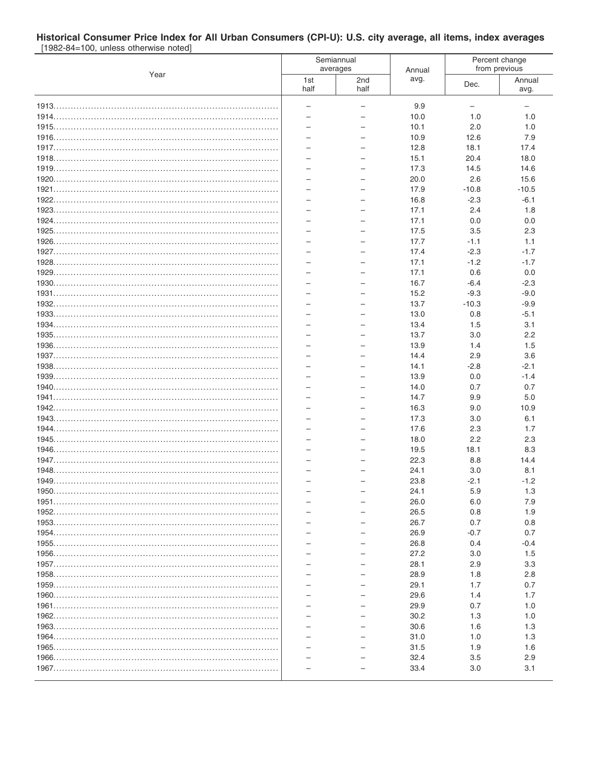**Historical Consumer Price Index for All Urban Consumers (CPI-U): U.S. city average, all items, index averages**
[1982-84=100, unless otherwise noted]

| Year | Semiannual averages | | Annual avg. | Percent change from previous | |
|---|---|---|---|---|---|
| | 1st half | 2nd half | | Dec. | Annual avg. |
| 1913 | – | – | 9.9 | – | – |
| 1914 | – | – | 10.0 | 1.0 | 1.0 |
| 1915 | – | – | 10.1 | 2.0 | 1.0 |
| 1916 | – | – | 10.9 | 12.6 | 7.9 |
| 1917 | – | – | 12.8 | 18.1 | 17.4 |
| 1918 | – | – | 15.1 | 20.4 | 18.0 |
| 1919 | – | – | 17.3 | 14.5 | 14.6 |
| 1920 | – | – | 20.0 | 2.6 | 15.6 |
| 1921 | – | – | 17.9 | -10.8 | -10.5 |
| 1922 | – | – | 16.8 | -2.3 | -6.1 |
| 1923 | – | – | 17.1 | 2.4 | 1.8 |
| 1924 | – | – | 17.1 | 0.0 | 0.0 |
| 1925 | – | – | 17.5 | 3.5 | 2.3 |
| 1926 | – | – | 17.7 | -1.1 | 1.1 |
| 1927 | – | – | 17.4 | -2.3 | -1.7 |
| 1928 | – | – | 17.1 | -1.2 | -1.7 |
| 1929 | – | – | 17.1 | 0.6 | 0.0 |
| 1930 | – | – | 16.7 | -6.4 | -2.3 |
| 1931 | – | – | 15.2 | -9.3 | -9.0 |
| 1932 | – | – | 13.7 | -10.3 | -9.9 |
| 1933 | – | – | 13.0 | 0.8 | -5.1 |
| 1934 | – | – | 13.4 | 1.5 | 3.1 |
| 1935 | – | – | 13.7 | 3.0 | 2.2 |
| 1936 | – | – | 13.9 | 1.4 | 1.5 |
| 1937 | – | – | 14.4 | 2.9 | 3.6 |
| 1938 | – | – | 14.1 | -2.8 | -2.1 |
| 1939 | – | – | 13.9 | 0.0 | -1.4 |
| 1940 | – | – | 14.0 | 0.7 | 0.7 |
| 1941 | – | – | 14.7 | 9.9 | 5.0 |
| 1942 | – | – | 16.3 | 9.0 | 10.9 |
| 1943 | – | – | 17.3 | 3.0 | 6.1 |
| 1944 | – | – | 17.6 | 2.3 | 1.7 |
| 1945 | – | – | 18.0 | 2.2 | 2.3 |
| 1946 | – | – | 19.5 | 18.1 | 8.3 |
| 1947 | – | – | 22.3 | 8.8 | 14.4 |
| 1948 | – | – | 24.1 | 3.0 | 8.1 |
| 1949 | – | – | 23.8 | -2.1 | -1.2 |
| 1950 | – | – | 24.1 | 5.9 | 1.3 |
| 1951 | – | – | 26.0 | 6.0 | 7.9 |
| 1952 | – | – | 26.5 | 0.8 | 1.9 |
| 1953 | – | – | 26.7 | 0.7 | 0.8 |
| 1954 | – | – | 26.9 | -0.7 | 0.7 |
| 1955 | – | – | 26.8 | 0.4 | -0.4 |
| 1956 | – | – | 27.2 | 3.0 | 1.5 |
| 1957 | – | – | 28.1 | 2.9 | 3.3 |
| 1958 | – | – | 28.9 | 1.8 | 2.8 |
| 1959 | – | – | 29.1 | 1.7 | 0.7 |
| 1960 | – | – | 29.6 | 1.4 | 1.7 |
| 1961 | – | – | 29.9 | 0.7 | 1.0 |
| 1962 | – | – | 30.2 | 1.3 | 1.0 |
| 1963 | – | – | 30.6 | 1.6 | 1.3 |
| 1964 | – | – | 31.0 | 1.0 | 1.3 |
| 1965 | – | – | 31.5 | 1.9 | 1.6 |
| 1966 | – | – | 32.4 | 3.5 | 2.9 |
| 1967 | – | – | 33.4 | 3.0 | 3.1 |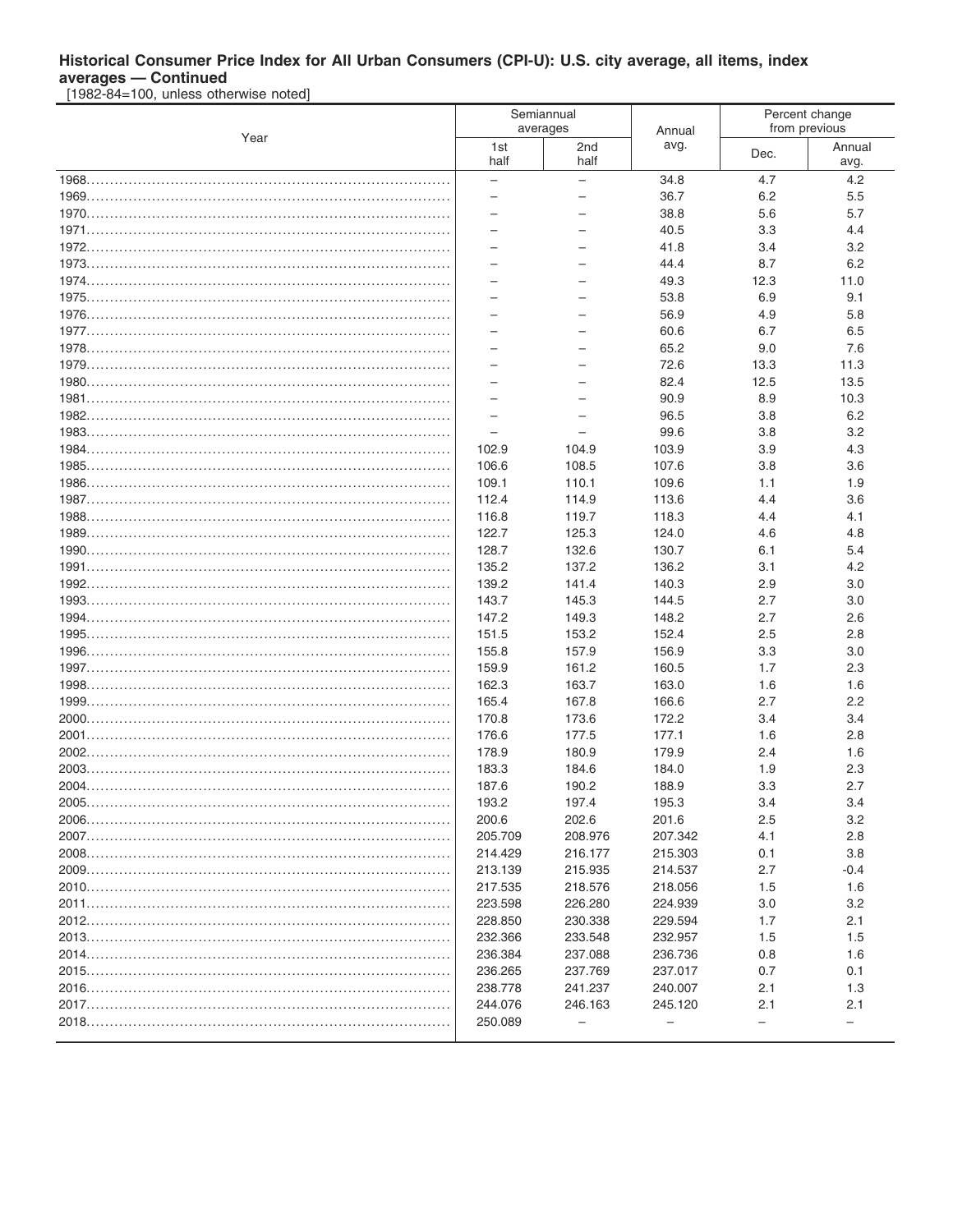**Historical Consumer Price Index for All Urban Consumers (CPI-U): U.S. city average, all items, index averages — Continued**

[1982-84=100, unless otherwise noted]

| Year | Semiannual averages | | Annual avg. | Percent change from previous | |
|---|---|---|---|---|---|
| | 1st half | 2nd half | | Dec. | Annual avg. |
| 1968 | – | – | 34.8 | 4.7 | 4.2 |
| 1969 | – | – | 36.7 | 6.2 | 5.5 |
| 1970 | – | – | 38.8 | 5.6 | 5.7 |
| 1971 | – | – | 40.5 | 3.3 | 4.4 |
| 1972 | – | – | 41.8 | 3.4 | 3.2 |
| 1973 | – | – | 44.4 | 8.7 | 6.2 |
| 1974 | – | – | 49.3 | 12.3 | 11.0 |
| 1975 | – | – | 53.8 | 6.9 | 9.1 |
| 1976 | – | – | 56.9 | 4.9 | 5.8 |
| 1977 | – | – | 60.6 | 6.7 | 6.5 |
| 1978 | – | – | 65.2 | 9.0 | 7.6 |
| 1979 | – | – | 72.6 | 13.3 | 11.3 |
| 1980 | – | – | 82.4 | 12.5 | 13.5 |
| 1981 | – | – | 90.9 | 8.9 | 10.3 |
| 1982 | – | – | 96.5 | 3.8 | 6.2 |
| 1983 | – | – | 99.6 | 3.8 | 3.2 |
| 1984 | 102.9 | 104.9 | 103.9 | 3.9 | 4.3 |
| 1985 | 106.6 | 108.5 | 107.6 | 3.8 | 3.6 |
| 1986 | 109.1 | 110.1 | 109.6 | 1.1 | 1.9 |
| 1987 | 112.4 | 114.9 | 113.6 | 4.4 | 3.6 |
| 1988 | 116.8 | 119.7 | 118.3 | 4.4 | 4.1 |
| 1989 | 122.7 | 125.3 | 124.0 | 4.6 | 4.8 |
| 1990 | 128.7 | 132.6 | 130.7 | 6.1 | 5.4 |
| 1991 | 135.2 | 137.2 | 136.2 | 3.1 | 4.2 |
| 1992 | 139.2 | 141.4 | 140.3 | 2.9 | 3.0 |
| 1993 | 143.7 | 145.3 | 144.5 | 2.7 | 3.0 |
| 1994 | 147.2 | 149.3 | 148.2 | 2.7 | 2.6 |
| 1995 | 151.5 | 153.2 | 152.4 | 2.5 | 2.8 |
| 1996 | 155.8 | 157.9 | 156.9 | 3.3 | 3.0 |
| 1997 | 159.9 | 161.2 | 160.5 | 1.7 | 2.3 |
| 1998 | 162.3 | 163.7 | 163.0 | 1.6 | 1.6 |
| 1999 | 165.4 | 167.8 | 166.6 | 2.7 | 2.2 |
| 2000 | 170.8 | 173.6 | 172.2 | 3.4 | 3.4 |
| 2001 | 176.6 | 177.5 | 177.1 | 1.6 | 2.8 |
| 2002 | 178.9 | 180.9 | 179.9 | 2.4 | 1.6 |
| 2003 | 183.3 | 184.6 | 184.0 | 1.9 | 2.3 |
| 2004 | 187.6 | 190.2 | 188.9 | 3.3 | 2.7 |
| 2005 | 193.2 | 197.4 | 195.3 | 3.4 | 3.4 |
| 2006 | 200.6 | 202.6 | 201.6 | 2.5 | 3.2 |
| 2007 | 205.709 | 208.976 | 207.342 | 4.1 | 2.8 |
| 2008 | 214.429 | 216.177 | 215.303 | 0.1 | 3.8 |
| 2009 | 213.139 | 215.935 | 214.537 | 2.7 | -0.4 |
| 2010 | 217.535 | 218.576 | 218.056 | 1.5 | 1.6 |
| 2011 | 223.598 | 226.280 | 224.939 | 3.0 | 3.2 |
| 2012 | 228.850 | 230.338 | 229.594 | 1.7 | 2.1 |
| 2013 | 232.366 | 233.548 | 232.957 | 1.5 | 1.5 |
| 2014 | 236.384 | 237.088 | 236.736 | 0.8 | 1.6 |
| 2015 | 236.265 | 237.769 | 237.017 | 0.7 | 0.1 |
| 2016 | 238.778 | 241.237 | 240.007 | 2.1 | 1.3 |
| 2017 | 244.076 | 246.163 | 245.120 | 2.1 | 2.1 |
| 2018 | 250.089 | – | – | – | – |